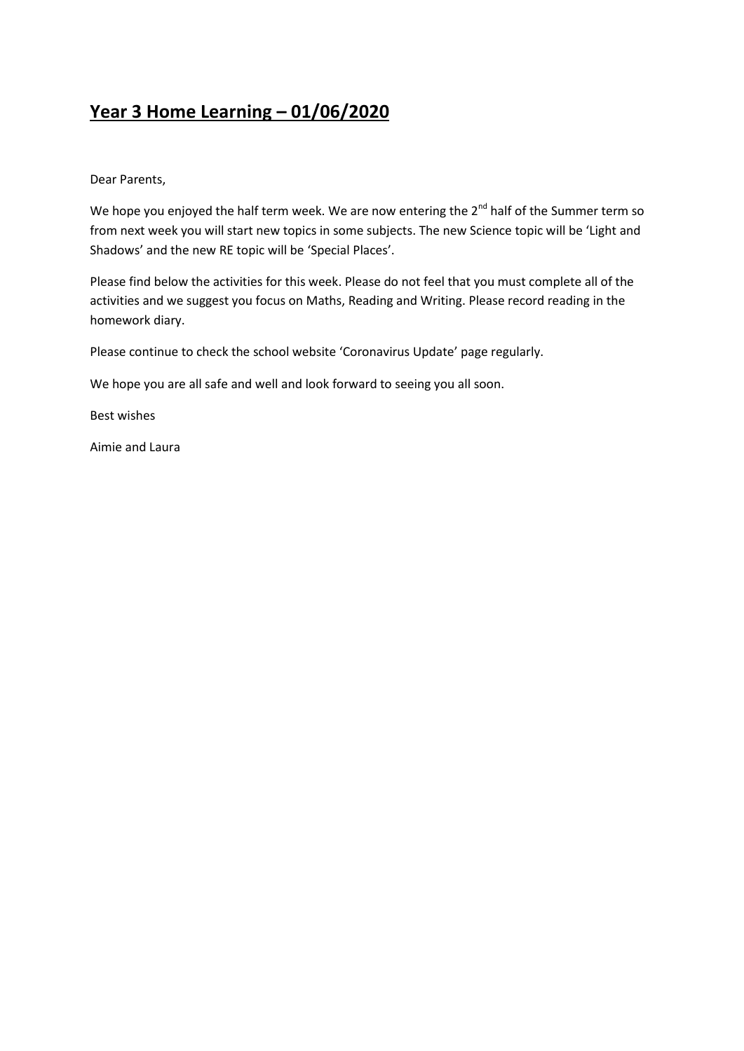# Year 3 Home Learning – 01/06/2020

Dear Parents,

We hope you enjoyed the half term week. We are now entering the 2nd half of the Summer term so from next week you will start new topics in some subjects. The new Science topic will be 'Light and Shadows' and the new RE topic will be 'Special Places'.

Please find below the activities for this week. Please do not feel that you must complete all of the activities and we suggest you focus on Maths, Reading and Writing. Please record reading in the homework diary.

Please continue to check the school website 'Coronavirus Update' page regularly.

We hope you are all safe and well and look forward to seeing you all soon.

Best wishes

Aimie and Laura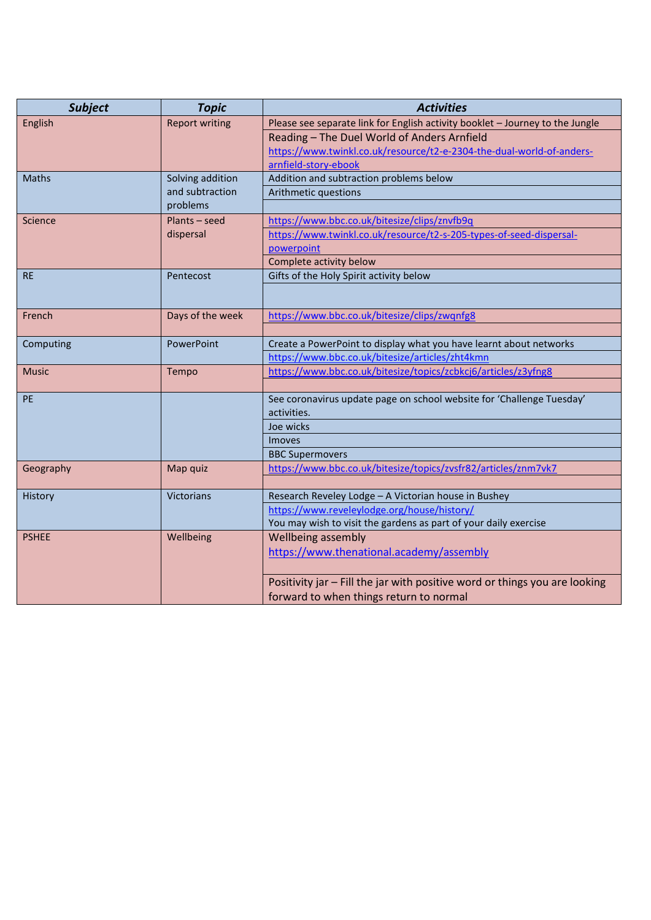| ***Subject*** | ***Topic*** | ***Activities*** |
|---|---|---|
| English | Report writing | Please see separate link for English activity booklet – Journey to the Jungle |
| | | Reading – The Duel World of Anders Arnfield<br>https://www.twinkl.co.uk/resource/t2-e-2304-the-dual-world-of-anders-arnfield-story-ebook |
| Maths | Solving addition and subtraction problems | Addition and subtraction problems below |
| | | Arithmetic questions |
| | | |
| Science | Plants – seed dispersal | https://www.bbc.co.uk/bitesize/clips/znvfb9q |
| | | https://www.twinkl.co.uk/resource/t2-s-205-types-of-seed-dispersal-powerpoint |
| | | Complete activity below |
| RE | Pentecost | Gifts of the Holy Spirit activity below |
| | | |
| French | Days of the week | https://www.bbc.co.uk/bitesize/clips/zwqnfg8 |
| | | |
| Computing | PowerPoint | Create a PowerPoint to display what you have learnt about networks |
| | | https://www.bbc.co.uk/bitesize/articles/zht4kmn |
| Music | Tempo | https://www.bbc.co.uk/bitesize/topics/zcbkcj6/articles/z3yfng8 |
| | | |
| PE | | See coronavirus update page on school website for 'Challenge Tuesday' activities. |
| | | Joe wicks |
| | | Imoves |
| | | BBC Supermovers |
| Geography | Map quiz | https://www.bbc.co.uk/bitesize/topics/zvsfr82/articles/znm7vk7 |
| | | |
| History | Victorians | Research Reveley Lodge – A Victorian house in Bushey |
| | | https://www.reveleylodge.org/house/history/<br>You may wish to visit the gardens as part of your daily exercise |
| PSHEE | Wellbeing | Wellbeing assembly<br>https://www.thenational.academy/assembly |
| | | Positivity jar – Fill the jar with positive word or things you are looking forward to when things return to normal |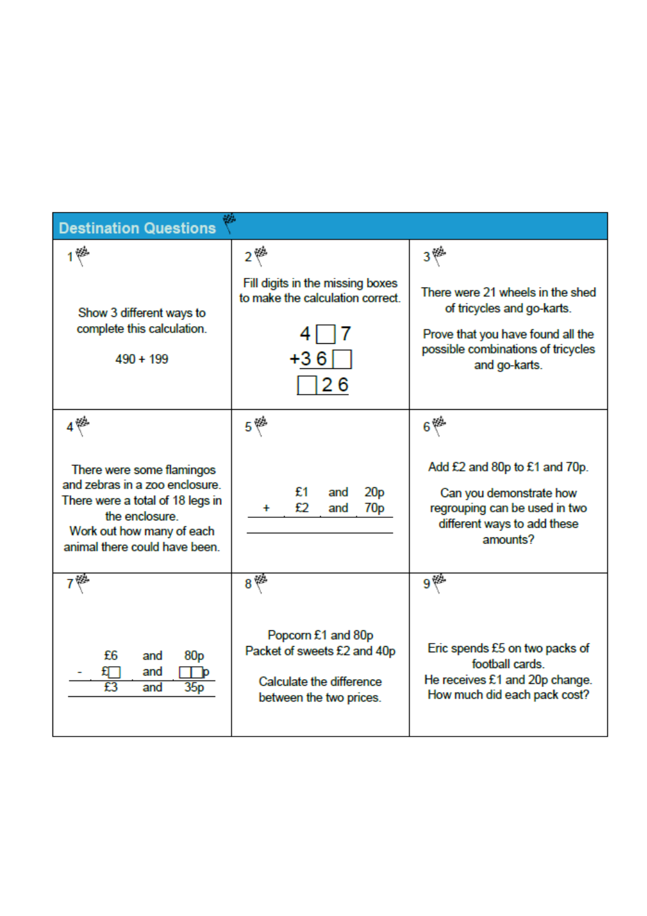## Destination Questions

**1**

Show 3 different ways to complete this calculation.

490 + 199

**2**

Fill digits in the missing boxes to make the calculation correct.

```
  4 □ 7
+ 3 6 □
  □ 2 6
```

**3**

There were 21 wheels in the shed of tricycles and go-karts.

Prove that you have found all the possible combinations of tricycles and go-karts.

**4**

There were some flamingos and zebras in a zoo enclosure. There were a total of 18 legs in the enclosure.
Work out how many of each animal there could have been.

**5**

|   |    |     |     |
|---|----|-----|-----|
|   | £1 | and | 20p |
| + | £2 | and | 70p |
|   |    |     |     |

**6**

Add £2 and 80p to £1 and 70p.

Can you demonstrate how regrouping can be used in two different ways to add these amounts?

**7**

|   |    |     |      |
|---|----|-----|------|
|   | £6 | and | 80p  |
| - | £□ | and | □□p  |
|   | £3 | and | 35p  |

**8**

Popcorn £1 and 80p
Packet of sweets £2 and 40p

Calculate the difference between the two prices.

**9**

Eric spends £5 on two packs of football cards.
He receives £1 and 20p change.
How much did each pack cost?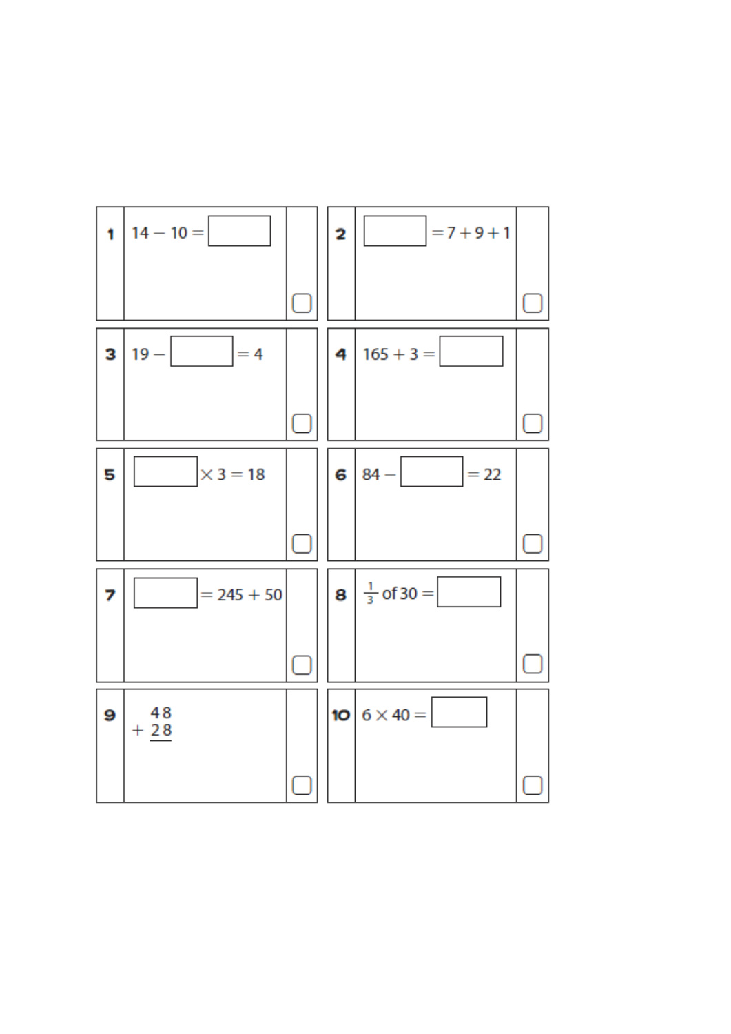**1** $14 - 10 = \square$

**2** $\square = 7 + 9 + 1$

**3** $19 - \square = 4$

**4** $165 + 3 = \square$

**5** $\square \times 3 = 18$

**6** $84 - \square = 22$

**7** $\square = 245 + 50$

**8** $\frac{1}{3}$ of $30 = \square$

**9**

$$\begin{array}{r} 48 \\ +\ 28 \\ \hline \end{array}$$

**10** $6 \times 40 = \square$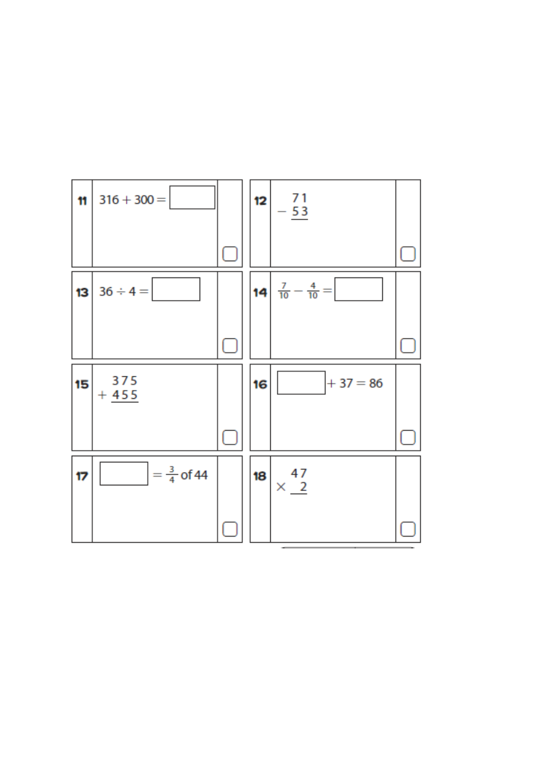**11** $316 + 300 = \square$

**12**

$$\begin{array}{r} 71 \\ -\ 53 \\ \hline \end{array}$$

**13** $36 \div 4 = \square$

**14** $\frac{7}{10} - \frac{4}{10} = \square$

**15**

$$\begin{array}{r} 375 \\ +\ 455 \\ \hline \end{array}$$

**16** $\square + 37 = 86$

**17** $\square = \frac{3}{4}$ of 44

**18**

$$\begin{array}{r} 47 \\ \times\ \ 2 \\ \hline \end{array}$$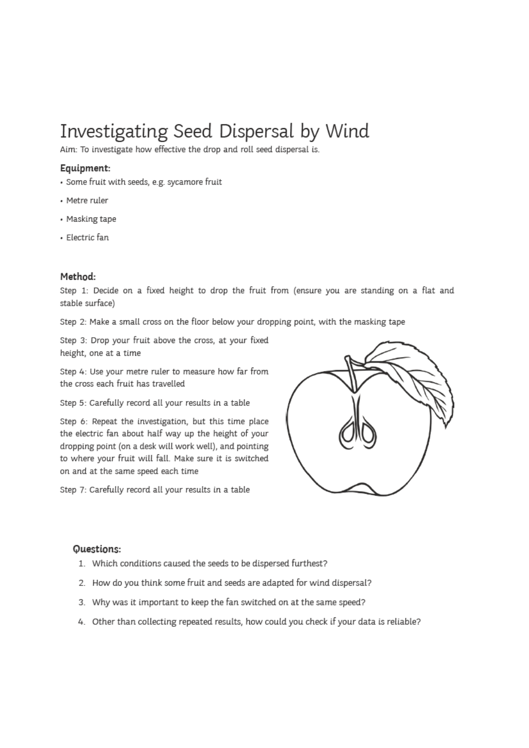# Investigating Seed Dispersal by Wind

Aim: To investigate how effective the drop and roll seed dispersal is.

### Equipment:

- Some fruit with seeds, e.g. sycamore fruit
- Metre ruler
- Masking tape
- Electric fan

### Method:

Step 1: Decide on a fixed height to drop the fruit from (ensure you are standing on a flat and stable surface)

Step 2: Make a small cross on the floor below your dropping point, with the masking tape

Step 3: Drop your fruit above the cross, at your fixed height, one at a time

Step 4: Use your metre ruler to measure how far from the cross each fruit has travelled

Step 5: Carefully record all your results in a table

Step 6: Repeat the investigation, but this time place the electric fan about half way up the height of your dropping point (on a desk will work well), and pointing to where your fruit will fall. Make sure it is switched on and at the same speed each time

Step 7: Carefully record all your results in a table

### Questions:

1. Which conditions caused the seeds to be dispersed furthest?
2. How do you think some fruit and seeds are adapted for wind dispersal?
3. Why was it important to keep the fan switched on at the same speed?
4. Other than collecting repeated results, how could you check if your data is reliable?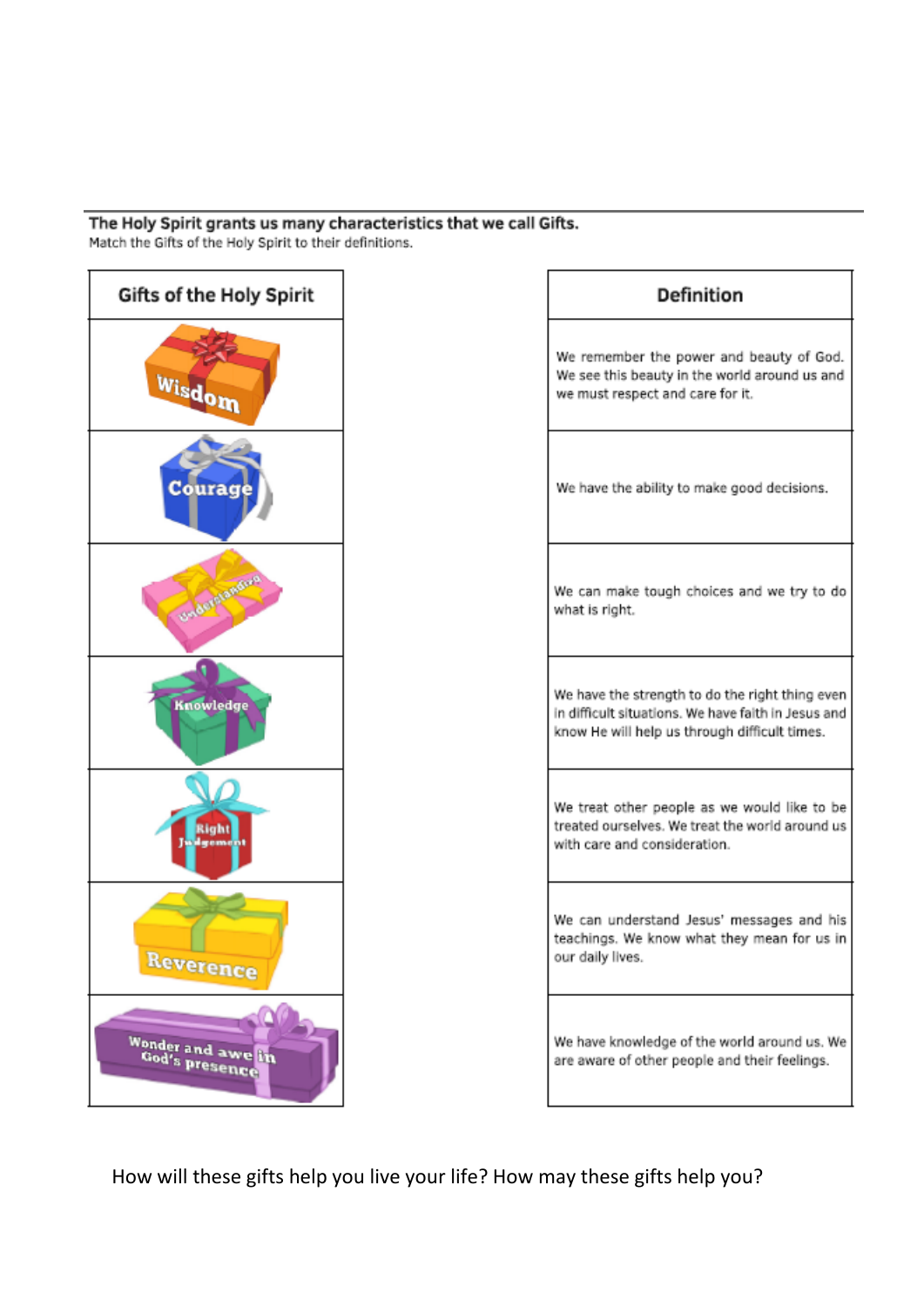**The Holy Spirit grants us many characteristics that we call Gifts.**

Match the Gifts of the Holy Spirit to their definitions.

| Gifts of the Holy Spirit | | Definition |
| --- | --- | --- |
| Wisdom | | We remember the power and beauty of God. We see this beauty in the world around us and we must respect and care for it. |
| Courage | | We have the ability to make good decisions. |
| Understanding | | We can make tough choices and we try to do what is right. |
| Knowledge | | We have the strength to do the right thing even in difficult situations. We have faith in Jesus and know He will help us through difficult times. |
| Right Judgement | | We treat other people as we would like to be treated ourselves. We treat the world around us with care and consideration. |
| Reverence | | We can understand Jesus' messages and his teachings. We know what they mean for us in our daily lives. |
| Wonder and awe in God's presence | | We have knowledge of the world around us. We are aware of other people and their feelings. |

How will these gifts help you live your life? How may these gifts help you?